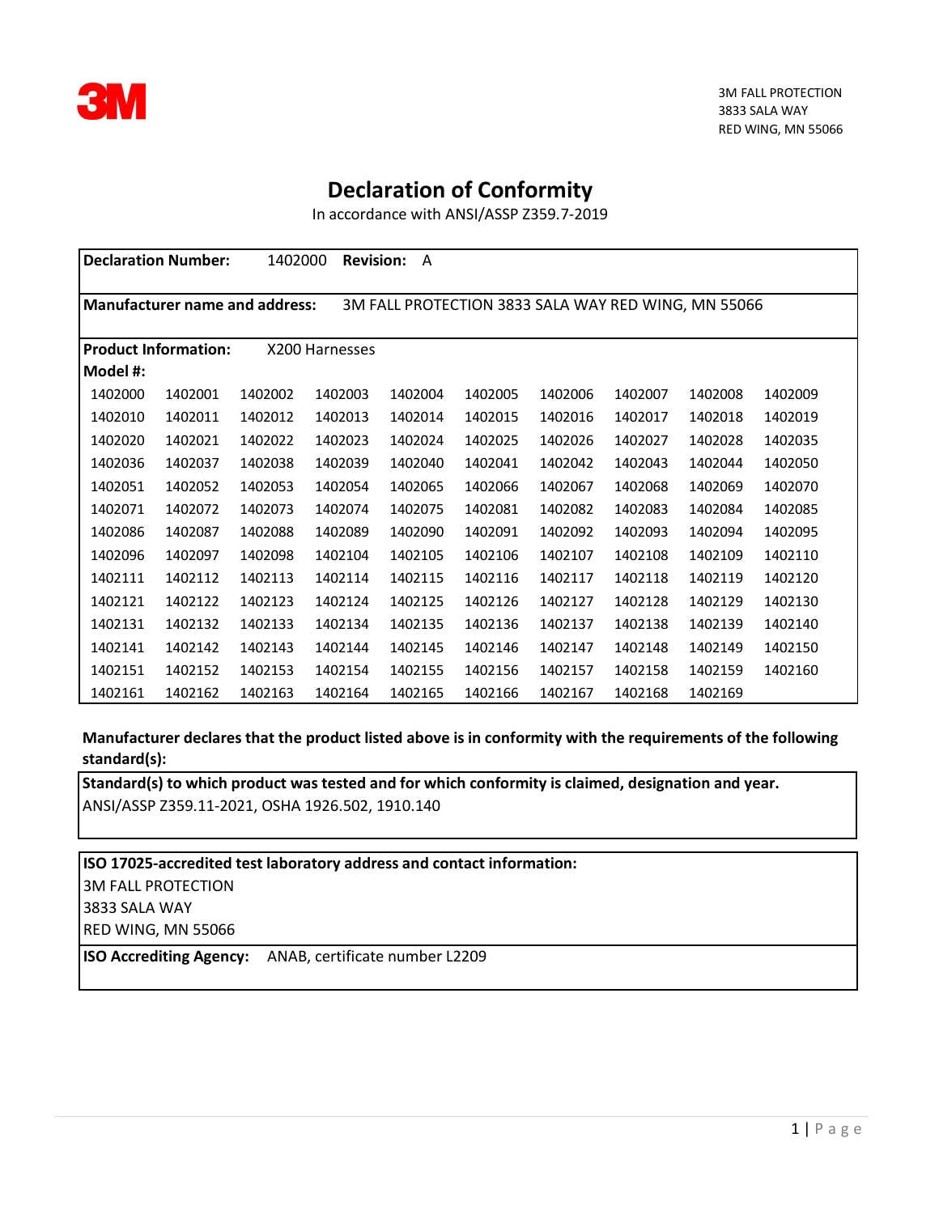3M FALL PROTECTION
3833 SALA WAY
RED WING, MN 55066

# Declaration of Conformity

In accordance with ANSI/ASSP Z359.7-2019

**Declaration Number:** 1402000 **Revision:** A

**Manufacturer name and address:** 3M FALL PROTECTION 3833 SALA WAY RED WING, MN 55066

**Product Information:** X200 Harnesses

**Model #:**

| | | | | | | | | | |
|---|---|---|---|---|---|---|---|---|---|
| 1402000 | 1402001 | 1402002 | 1402003 | 1402004 | 1402005 | 1402006 | 1402007 | 1402008 | 1402009 |
| 1402010 | 1402011 | 1402012 | 1402013 | 1402014 | 1402015 | 1402016 | 1402017 | 1402018 | 1402019 |
| 1402020 | 1402021 | 1402022 | 1402023 | 1402024 | 1402025 | 1402026 | 1402027 | 1402028 | 1402035 |
| 1402036 | 1402037 | 1402038 | 1402039 | 1402040 | 1402041 | 1402042 | 1402043 | 1402044 | 1402050 |
| 1402051 | 1402052 | 1402053 | 1402054 | 1402065 | 1402066 | 1402067 | 1402068 | 1402069 | 1402070 |
| 1402071 | 1402072 | 1402073 | 1402074 | 1402075 | 1402081 | 1402082 | 1402083 | 1402084 | 1402085 |
| 1402086 | 1402087 | 1402088 | 1402089 | 1402090 | 1402091 | 1402092 | 1402093 | 1402094 | 1402095 |
| 1402096 | 1402097 | 1402098 | 1402104 | 1402105 | 1402106 | 1402107 | 1402108 | 1402109 | 1402110 |
| 1402111 | 1402112 | 1402113 | 1402114 | 1402115 | 1402116 | 1402117 | 1402118 | 1402119 | 1402120 |
| 1402121 | 1402122 | 1402123 | 1402124 | 1402125 | 1402126 | 1402127 | 1402128 | 1402129 | 1402130 |
| 1402131 | 1402132 | 1402133 | 1402134 | 1402135 | 1402136 | 1402137 | 1402138 | 1402139 | 1402140 |
| 1402141 | 1402142 | 1402143 | 1402144 | 1402145 | 1402146 | 1402147 | 1402148 | 1402149 | 1402150 |
| 1402151 | 1402152 | 1402153 | 1402154 | 1402155 | 1402156 | 1402157 | 1402158 | 1402159 | 1402160 |
| 1402161 | 1402162 | 1402163 | 1402164 | 1402165 | 1402166 | 1402167 | 1402168 | 1402169 | |

**Manufacturer declares that the product listed above is in conformity with the requirements of the following standard(s):**

**Standard(s) to which product was tested and for which conformity is claimed, designation and year.**
ANSI/ASSP Z359.11-2021, OSHA 1926.502, 1910.140

**ISO 17025-accredited test laboratory address and contact information:**
3M FALL PROTECTION
3833 SALA WAY
RED WING, MN 55066

**ISO Accrediting Agency:** ANAB, certificate number L2209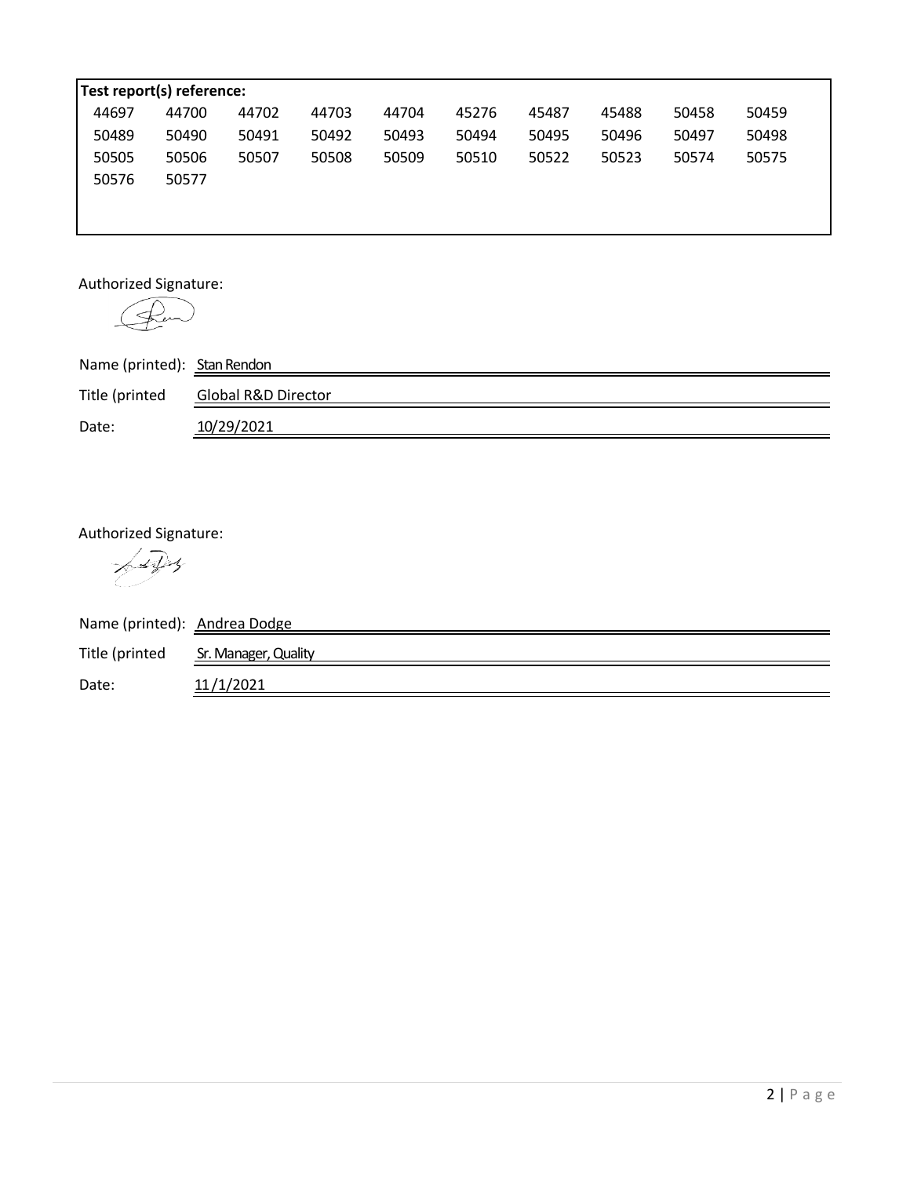**Test report(s) reference:**

| | | | | | | | | | |
|---|---|---|---|---|---|---|---|---|---|
| 44697 | 44700 | 44702 | 44703 | 44704 | 45276 | 45487 | 45488 | 50458 | 50459 |
| 50489 | 50490 | 50491 | 50492 | 50493 | 50494 | 50495 | 50496 | 50497 | 50498 |
| 50505 | 50506 | 50507 | 50508 | 50509 | 50510 | 50522 | 50523 | 50574 | 50575 |
| 50576 | 50577 | | | | | | | | |

Authorized Signature:

Name (printed): Stan Rendon

Title (printed Global R&D Director

Date: 10/29/2021

Authorized Signature:

Name (printed): Andrea Dodge

Title (printed Sr. Manager, Quality

Date: 11/1/2021